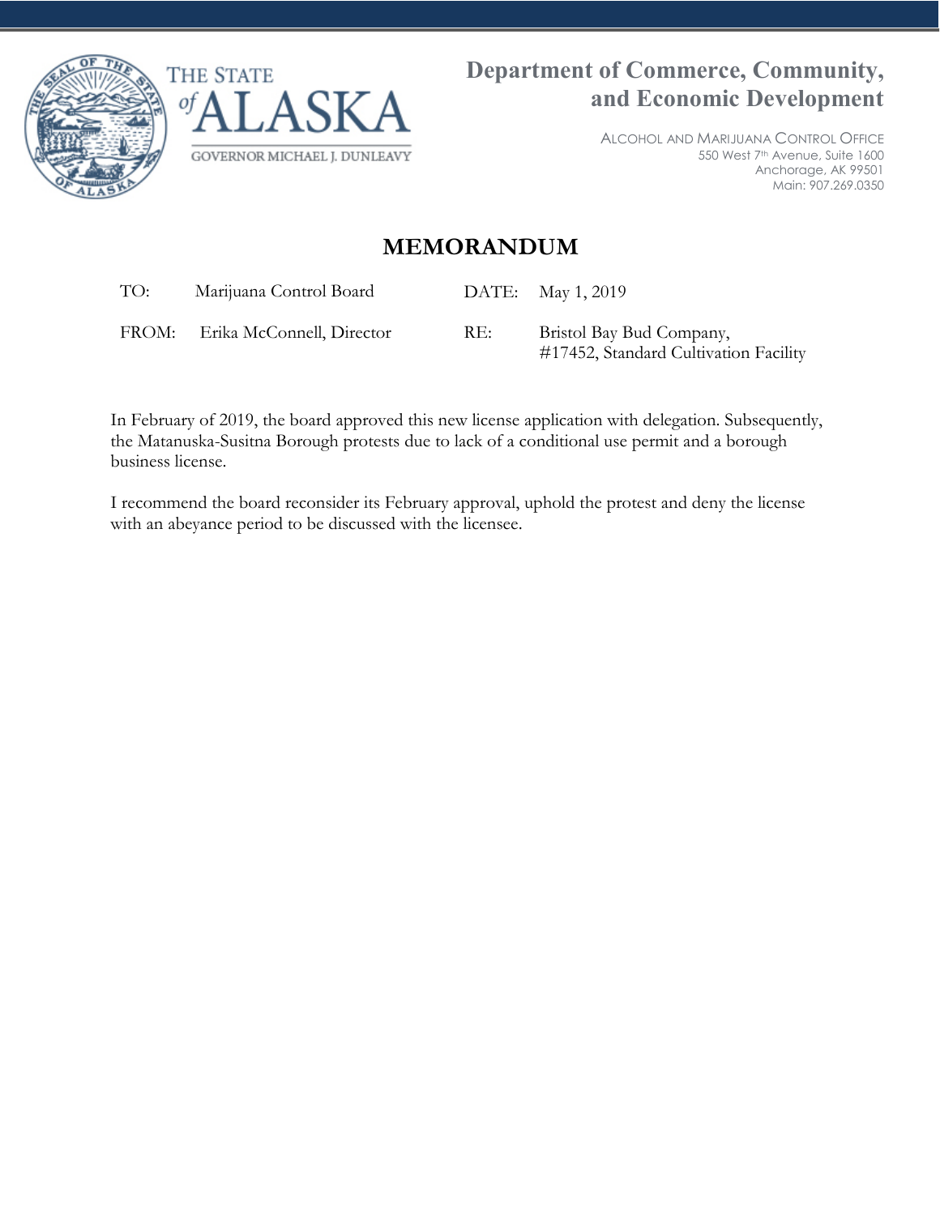THE STATE of ALASKA

GOVERNOR MICHAEL J. DUNLEAVY

**Department of Commerce, Community, and Economic Development**

ALCOHOL AND MARIJUANA CONTROL OFFICE
550 West 7th Avenue, Suite 1600
Anchorage, AK 99501
Main: 907.269.0350

# MEMORANDUM

| | | | |
|---|---|---|---|
| TO: | Marijuana Control Board | DATE: | May 1, 2019 |
| FROM: | Erika McConnell, Director | RE: | Bristol Bay Bud Company, #17452, Standard Cultivation Facility |

In February of 2019, the board approved this new license application with delegation. Subsequently, the Matanuska-Susitna Borough protests due to lack of a conditional use permit and a borough business license.

I recommend the board reconsider its February approval, uphold the protest and deny the license with an abeyance period to be discussed with the licensee.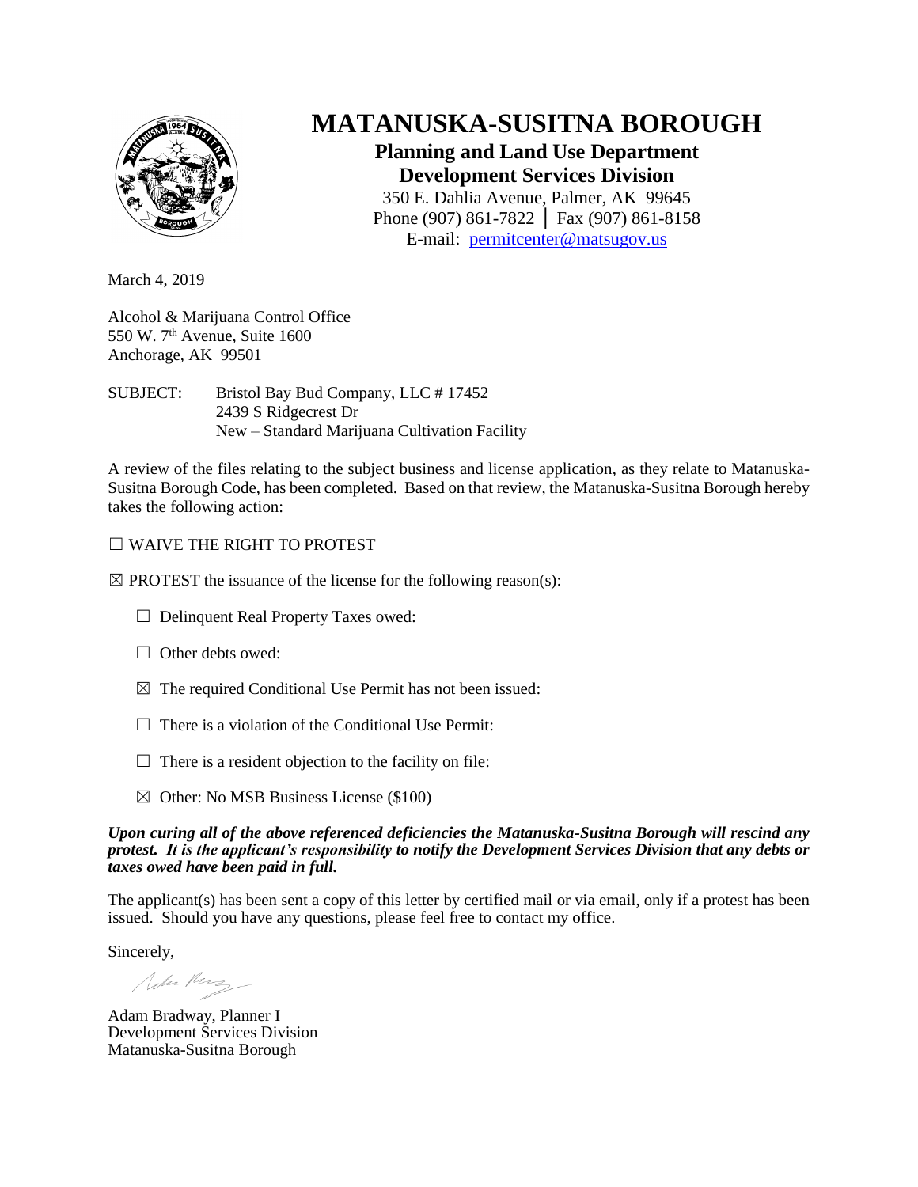# MATANUSKA-SUSITNA BOROUGH

## Planning and Land Use Department
## Development Services Division

350 E. Dahlia Avenue, Palmer, AK 99645
Phone (907) 861-7822 │ Fax (907) 861-8158
E-mail: permitcenter@matsugov.us

March 4, 2019

Alcohol & Marijuana Control Office
550 W. 7th Avenue, Suite 1600
Anchorage, AK 99501

SUBJECT: Bristol Bay Bud Company, LLC # 17452
2439 S Ridgecrest Dr
New – Standard Marijuana Cultivation Facility

A review of the files relating to the subject business and license application, as they relate to Matanuska-Susitna Borough Code, has been completed. Based on that review, the Matanuska-Susitna Borough hereby takes the following action:

☐ WAIVE THE RIGHT TO PROTEST

☒ PROTEST the issuance of the license for the following reason(s):

- ☐ Delinquent Real Property Taxes owed:
- ☐ Other debts owed:
- ☒ The required Conditional Use Permit has not been issued:
- ☐ There is a violation of the Conditional Use Permit:
- ☐ There is a resident objection to the facility on file:
- ☒ Other: No MSB Business License ($100)

***Upon curing all of the above referenced deficiencies the Matanuska-Susitna Borough will rescind any protest. It is the applicant's responsibility to notify the Development Services Division that any debts or taxes owed have been paid in full.***

The applicant(s) has been sent a copy of this letter by certified mail or via email, only if a protest has been issued. Should you have any questions, please feel free to contact my office.

Sincerely,

Adam Bradway, Planner I
Development Services Division
Matanuska-Susitna Borough